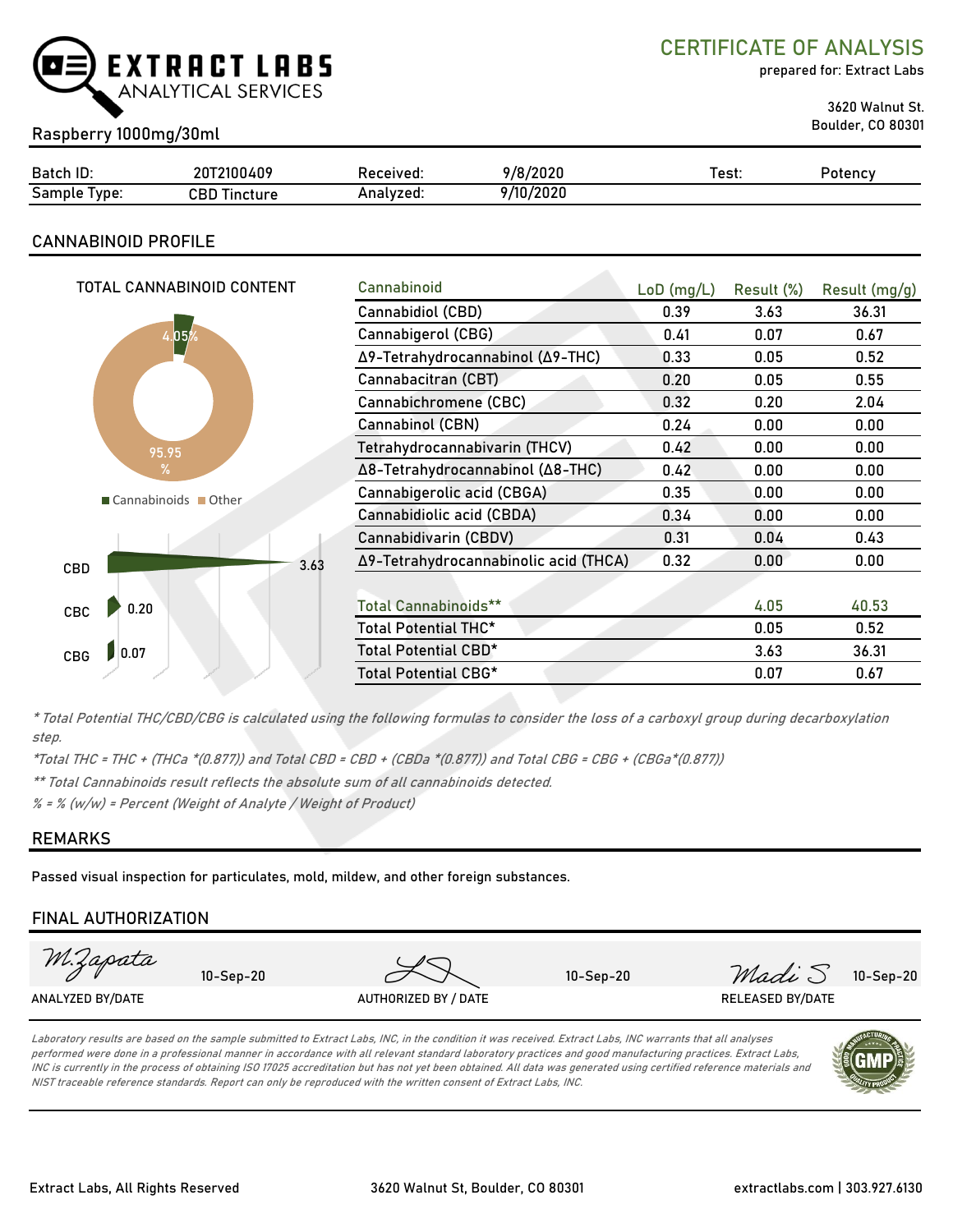# EXTRACT LABS ANALYTICAL SERVICES

## CERTIFICATE OF ANALYSIS

prepared for: Extract Labs

3620 Walnut St.
Boulder, CO 80301

Raspberry 1000mg/30ml

| Batch ID: | 20T2100409 | Received: | 9/8/2020 | Test: | Potency |
|---|---|---|---|---|---|
| Sample Type: | CBD Tincture | Analyzed: | 9/10/2020 | | |

## CANNABINOID PROFILE

TOTAL CANNABINOID CONTENT

4.05% Cannabinoids, 95.95 % Other

CBD 3.63
CBC 0.20
CBG 0.07

| Cannabinoid | LoD (mg/L) | Result (%) | Result (mg/g) |
|---|---|---|---|
| Cannabidiol (CBD) | 0.39 | 3.63 | 36.31 |
| Cannabigerol (CBG) | 0.41 | 0.07 | 0.67 |
| Δ9-Tetrahydrocannabinol (Δ9-THC) | 0.33 | 0.05 | 0.52 |
| Cannabacitran (CBT) | 0.20 | 0.05 | 0.55 |
| Cannabichromene (CBC) | 0.32 | 0.20 | 2.04 |
| Cannabinol (CBN) | 0.24 | 0.00 | 0.00 |
| Tetrahydrocannabivarin (THCV) | 0.42 | 0.00 | 0.00 |
| Δ8-Tetrahydrocannabinol (Δ8-THC) | 0.42 | 0.00 | 0.00 |
| Cannabigerolic acid (CBGA) | 0.35 | 0.00 | 0.00 |
| Cannabidiolic acid (CBDA) | 0.34 | 0.00 | 0.00 |
| Cannabidivarin (CBDV) | 0.31 | 0.04 | 0.43 |
| Δ9-Tetrahydrocannabinolic acid (THCA) | 0.32 | 0.00 | 0.00 |
| | | | |
| Total Cannabinoids** | | 4.05 | 40.53 |
| Total Potential THC* | | 0.05 | 0.52 |
| Total Potential CBD* | | 3.63 | 36.31 |
| Total Potential CBG* | | 0.07 | 0.67 |

*\* Total Potential THC/CBD/CBG is calculated using the following formulas to consider the loss of a carboxyl group during decarboxylation step.*

*\*Total THC = THC + (THCa \*(0.877)) and Total CBD = CBD + (CBDa \*(0.877)) and Total CBG = CBG + (CBGa\*(0.877))*

*\*\* Total Cannabinoids result reflects the absolute sum of all cannabinoids detected.*

*% = % (w/w) = Percent (Weight of Analyte / Weight of Product)*

## REMARKS

Passed visual inspection for particulates, mold, mildew, and other foreign substances.

## FINAL AUTHORIZATION

| M.Zapata 10-Sep-20 | 10-Sep-20 | Madi S 10-Sep-20 |
|---|---|---|
| ANALYZED BY/DATE | AUTHORIZED BY / DATE | RELEASED BY/DATE |

*Laboratory results are based on the sample submitted to Extract Labs, INC, in the condition it was received. Extract Labs, INC warrants that all analyses performed were done in a professional manner in accordance with all relevant standard laboratory practices and good manufacturing practices. Extract Labs, INC is currently in the process of obtaining ISO 17025 accreditation but has not yet been obtained. All data was generated using certified reference materials and NIST traceable reference standards. Report can only be reproduced with the written consent of Extract Labs, INC.*

Extract Labs, All Rights Reserved | 3620 Walnut St, Boulder, CO 80301 | extractlabs.com | 303.927.6130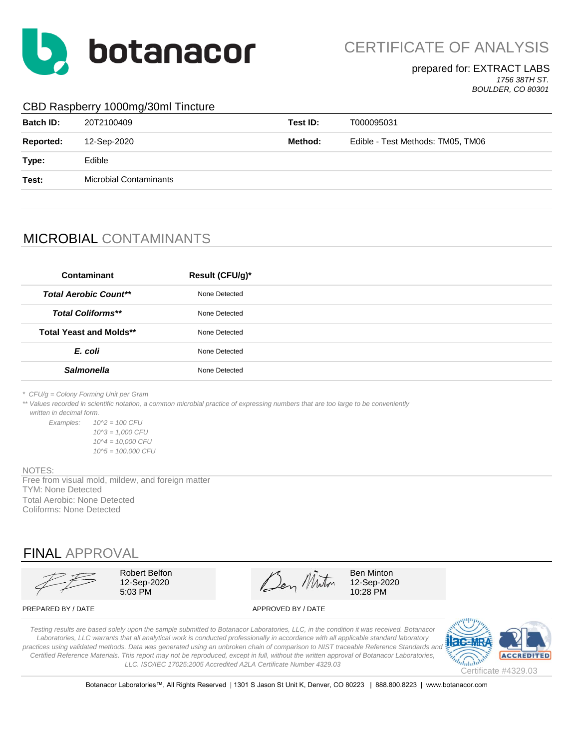# botanacor

## CERTIFICATE OF ANALYSIS

prepared for: EXTRACT LABS
*1756 38TH ST.*
*BOULDER, CO 80301*

### CBD Raspberry 1000mg/30ml Tincture

| | | | |
|---|---|---|---|
| **Batch ID:** | 20T2100409 | **Test ID:** | T000095031 |
| **Reported:** | 12-Sep-2020 | **Method:** | Edible - Test Methods: TM05, TM06 |
| **Type:** | Edible | | |
| **Test:** | Microbial Contaminants | | |

## MICROBIAL CONTAMINANTS

| Contaminant | Result (CFU/g)* |
|---|---|
| ***Total Aerobic Count**** | None Detected |
| ***Total Coliforms**** | None Detected |
| **Total Yeast and Molds**** | None Detected |
| ***E. coli*** | None Detected |
| ***Salmonella*** | None Detected |

*\* CFU/g = Colony Forming Unit per Gram*

*\*\* Values recorded in scientific notation, a common microbial practice of expressing numbers that are too large to be conveniently written in decimal form.*

*Examples:*
- *$10^2$ = 100 CFU*
- *$10^3$ = 1,000 CFU*
- *$10^4$ = 10,000 CFU*
- *$10^5$ = 100,000 CFU*

NOTES:
Free from visual mold, mildew, and foreign matter
TYM: None Detected
Total Aerobic: None Detected
Coliforms: None Detected

## FINAL APPROVAL

| PREPARED BY / DATE | APPROVED BY / DATE |
|---|---|
| Robert Belfon<br>12-Sep-2020<br>5:03 PM | Ben Minton<br>12-Sep-2020<br>10:28 PM |

*Testing results are based solely upon the sample submitted to Botanacor Laboratories, LLC, in the condition it was received. Botanacor Laboratories, LLC warrants that all analytical work is conducted professionally in accordance with all applicable standard laboratory practices using validated methods. Data was generated using an unbroken chain of comparison to NIST traceable Reference Standards and Certified Reference Materials. This report may not be reproduced, except in full, without the written approval of Botanacor Laboratories, LLC. ISO/IEC 17025:2005 Accredited A2LA Certificate Number 4329.03*

Certificate #4329.03

Botanacor Laboratories™, All Rights Reserved | 1301 S Jason St Unit K, Denver, CO 80223 | 888.800.8223 | www.botanacor.com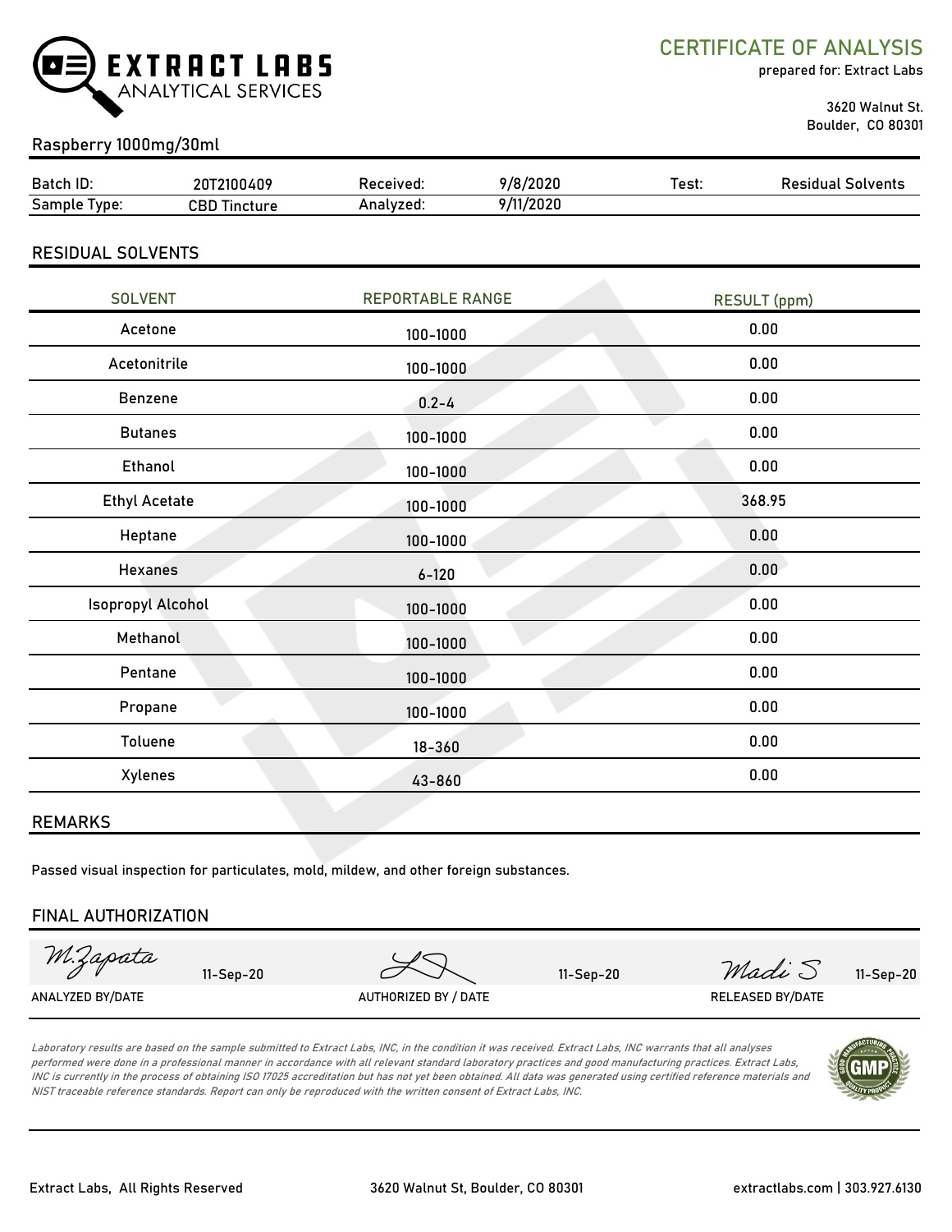EXTRACT LABS ANALYTICAL SERVICES

# CERTIFICATE OF ANALYSIS

prepared for: Extract Labs

3620 Walnut St.
Boulder, CO 80301

## Raspberry 1000mg/30ml

| Batch ID: | 20T2100409 | Received: | 9/8/2020 | Test: | Residual Solvents |
|---|---|---|---|---|---|
| Sample Type: | CBD Tincture | Analyzed: | 9/11/2020 | | |

## RESIDUAL SOLVENTS

| SOLVENT | REPORTABLE RANGE | RESULT (ppm) |
|---|---|---|
| Acetone | 100-1000 | 0.00 |
| Acetonitrile | 100-1000 | 0.00 |
| Benzene | 0.2-4 | 0.00 |
| Butanes | 100-1000 | 0.00 |
| Ethanol | 100-1000 | 0.00 |
| Ethyl Acetate | 100-1000 | 368.95 |
| Heptane | 100-1000 | 0.00 |
| Hexanes | 6-120 | 0.00 |
| Isopropyl Alcohol | 100-1000 | 0.00 |
| Methanol | 100-1000 | 0.00 |
| Pentane | 100-1000 | 0.00 |
| Propane | 100-1000 | 0.00 |
| Toluene | 18-360 | 0.00 |
| Xylenes | 43-860 | 0.00 |

## REMARKS

Passed visual inspection for particulates, mold, mildew, and other foreign substances.

## FINAL AUTHORIZATION

| M.Zapata 11-Sep-20 | 11-Sep-20 | Madi S 11-Sep-20 |
|---|---|---|
| ANALYZED BY/DATE | AUTHORIZED BY / DATE | RELEASED BY/DATE |

*Laboratory results are based on the sample submitted to Extract Labs, INC, in the condition it was received. Extract Labs, INC warrants that all analyses performed were done in a professional manner in accordance with all relevant standard laboratory practices and good manufacturing practices. Extract Labs, INC is currently in the process of obtaining ISO 17025 accreditation but has not yet been obtained. All data was generated using certified reference materials and NIST traceable reference standards. Report can only be reproduced with the written consent of Extract Labs, INC.*

Extract Labs, All Rights Reserved | 3620 Walnut St, Boulder, CO 80301 | extractlabs.com | 303.927.6130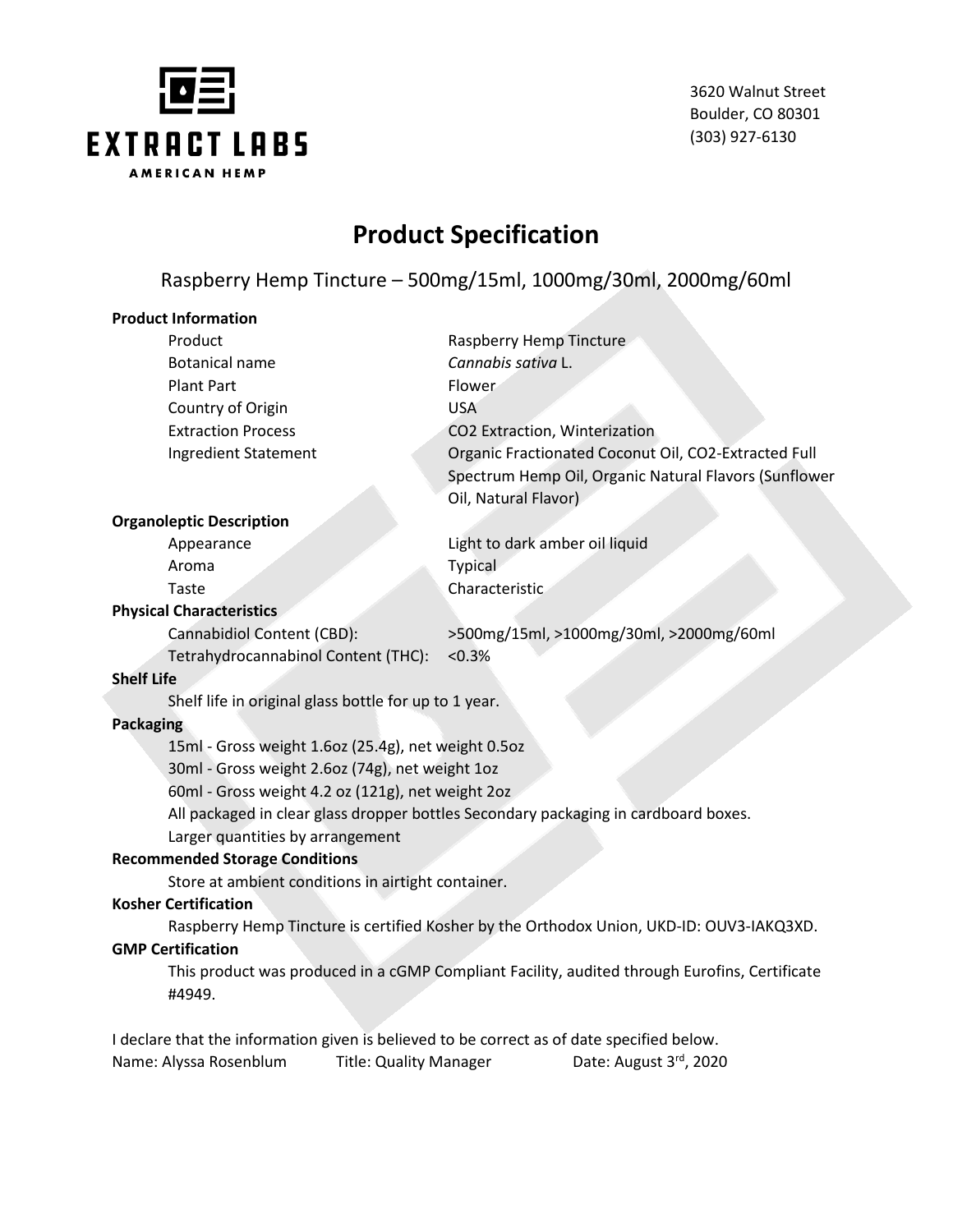EXTRACT LABS
AMERICAN HEMP

3620 Walnut Street
Boulder, CO 80301
(303) 927-6130

# Product Specification

## Raspberry Hemp Tincture – 500mg/15ml, 1000mg/30ml, 2000mg/60ml

**Product Information**

| | |
|---|---|
| Product | Raspberry Hemp Tincture |
| Botanical name | *Cannabis sativa* L. |
| Plant Part | Flower |
| Country of Origin | USA |
| Extraction Process | $CO_2$ Extraction, Winterization |
| Ingredient Statement | Organic Fractionated Coconut Oil, $CO_2$-Extracted Full Spectrum Hemp Oil, Organic Natural Flavors (Sunflower Oil, Natural Flavor) |

**Organoleptic Description**

| | |
|---|---|
| Appearance | Light to dark amber oil liquid |
| Aroma | Typical |
| Taste | Characteristic |

**Physical Characteristics**

| | |
|---|---|
| Cannabidiol Content (CBD): | >500mg/15ml, >1000mg/30ml, >2000mg/60ml |
| Tetrahydrocannabinol Content (THC): | <0.3% |

**Shelf Life**

Shelf life in original glass bottle for up to 1 year.

**Packaging**

15ml - Gross weight 1.6oz (25.4g), net weight 0.5oz
30ml - Gross weight 2.6oz (74g), net weight 1oz
60ml - Gross weight 4.2 oz (121g), net weight 2oz
All packaged in clear glass dropper bottles Secondary packaging in cardboard boxes.
Larger quantities by arrangement

**Recommended Storage Conditions**

Store at ambient conditions in airtight container.

**Kosher Certification**

Raspberry Hemp Tincture is certified Kosher by the Orthodox Union, UKD-ID: OUV3-IAKQ3XD.

**GMP Certification**

This product was produced in a cGMP Compliant Facility, audited through Eurofins, Certificate #4949.

I declare that the information given is believed to be correct as of date specified below.

Name: Alyssa Rosenblum Title: Quality Manager Date: August 3rd, 2020